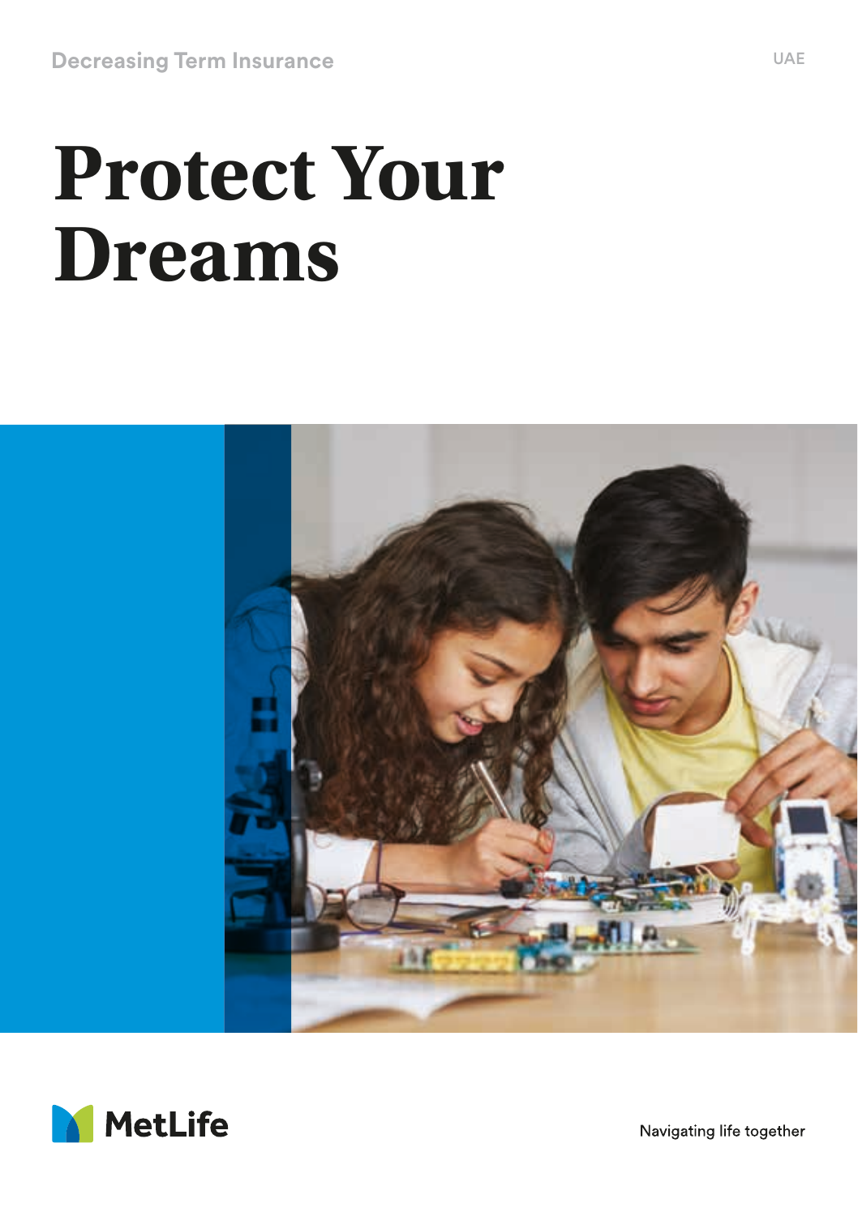Decreasing Term Insurance

UAE

# Protect Your Dreams

MetLife

Navigating life together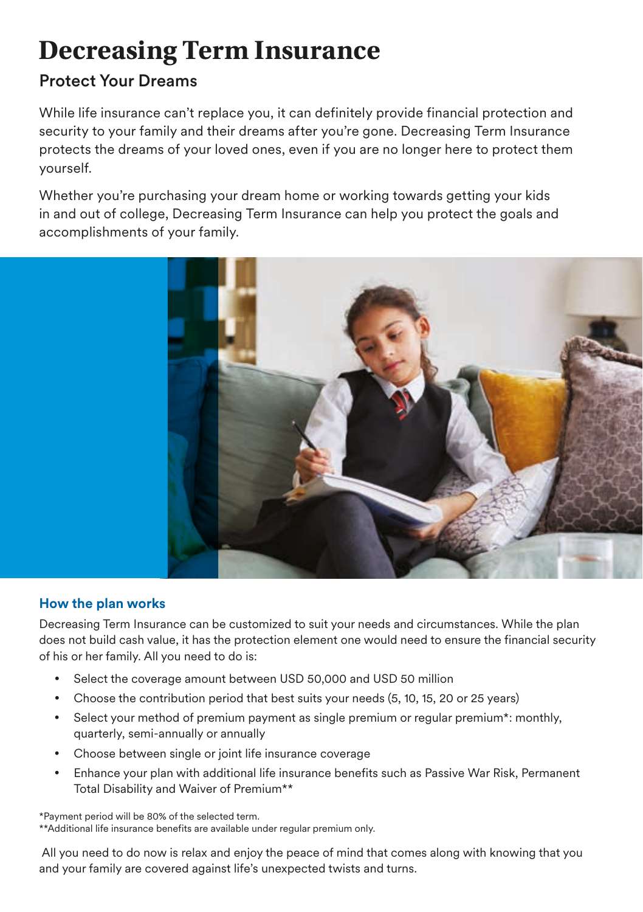# Decreasing Term Insurance

## Protect Your Dreams

While life insurance can't replace you, it can definitely provide financial protection and security to your family and their dreams after you're gone. Decreasing Term Insurance protects the dreams of your loved ones, even if you are no longer here to protect them yourself.

Whether you're purchasing your dream home or working towards getting your kids in and out of college, Decreasing Term Insurance can help you protect the goals and accomplishments of your family.

### How the plan works

Decreasing Term Insurance can be customized to suit your needs and circumstances. While the plan does not build cash value, it has the protection element one would need to ensure the financial security of his or her family. All you need to do is:

- Select the coverage amount between USD 50,000 and USD 50 million
- Choose the contribution period that best suits your needs (5, 10, 15, 20 or 25 years)
- Select your method of premium payment as single premium or regular premium*: monthly, quarterly, semi-annually or annually
- Choose between single or joint life insurance coverage
- Enhance your plan with additional life insurance benefits such as Passive War Risk, Permanent Total Disability and Waiver of Premium**

*Payment period will be 80% of the selected term.
**Additional life insurance benefits are available under regular premium only.

All you need to do now is relax and enjoy the peace of mind that comes along with knowing that you and your family are covered against life's unexpected twists and turns.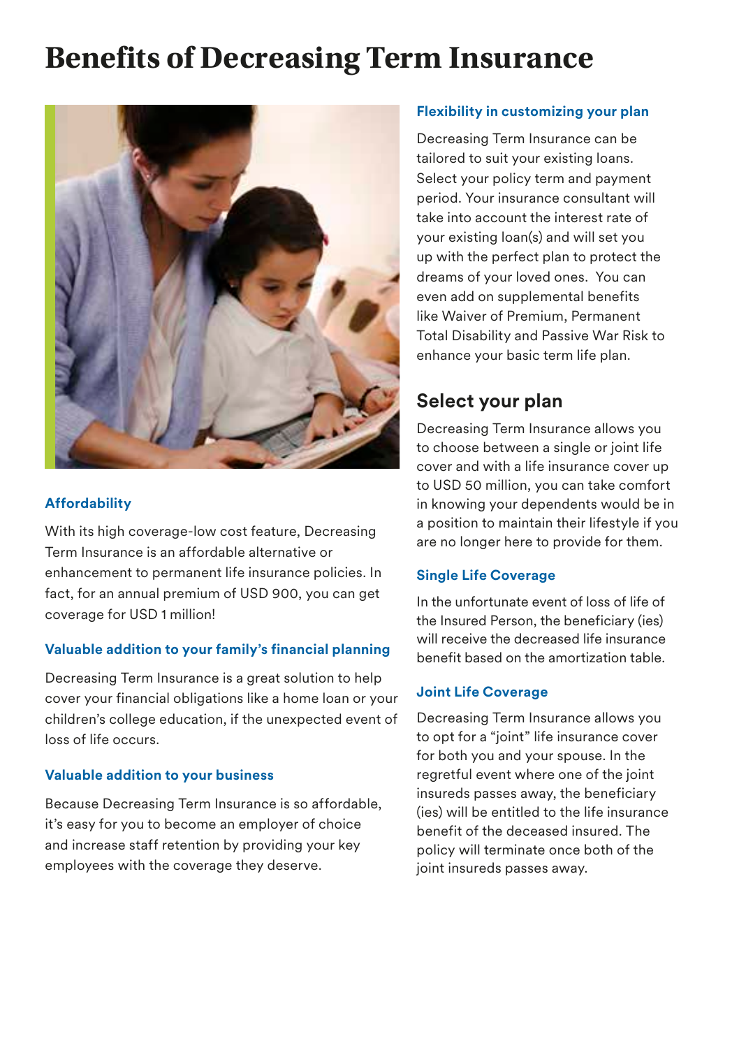# Benefits of Decreasing Term Insurance

### Affordability

With its high coverage-low cost feature, Decreasing Term Insurance is an affordable alternative or enhancement to permanent life insurance policies. In fact, for an annual premium of USD 900, you can get coverage for USD 1 million!

### Valuable addition to your family's financial planning

Decreasing Term Insurance is a great solution to help cover your financial obligations like a home loan or your children's college education, if the unexpected event of loss of life occurs.

### Valuable addition to your business

Because Decreasing Term Insurance is so affordable, it's easy for you to become an employer of choice and increase staff retention by providing your key employees with the coverage they deserve.

### Flexibility in customizing your plan

Decreasing Term Insurance can be tailored to suit your existing loans. Select your policy term and payment period. Your insurance consultant will take into account the interest rate of your existing loan(s) and will set you up with the perfect plan to protect the dreams of your loved ones. You can even add on supplemental benefits like Waiver of Premium, Permanent Total Disability and Passive War Risk to enhance your basic term life plan.

## Select your plan

Decreasing Term Insurance allows you to choose between a single or joint life cover and with a life insurance cover up to USD 50 million, you can take comfort in knowing your dependents would be in a position to maintain their lifestyle if you are no longer here to provide for them.

### Single Life Coverage

In the unfortunate event of loss of life of the Insured Person, the beneficiary (ies) will receive the decreased life insurance benefit based on the amortization table.

### Joint Life Coverage

Decreasing Term Insurance allows you to opt for a "joint" life insurance cover for both you and your spouse. In the regretful event where one of the joint insureds passes away, the beneficiary (ies) will be entitled to the life insurance benefit of the deceased insured. The policy will terminate once both of the joint insureds passes away.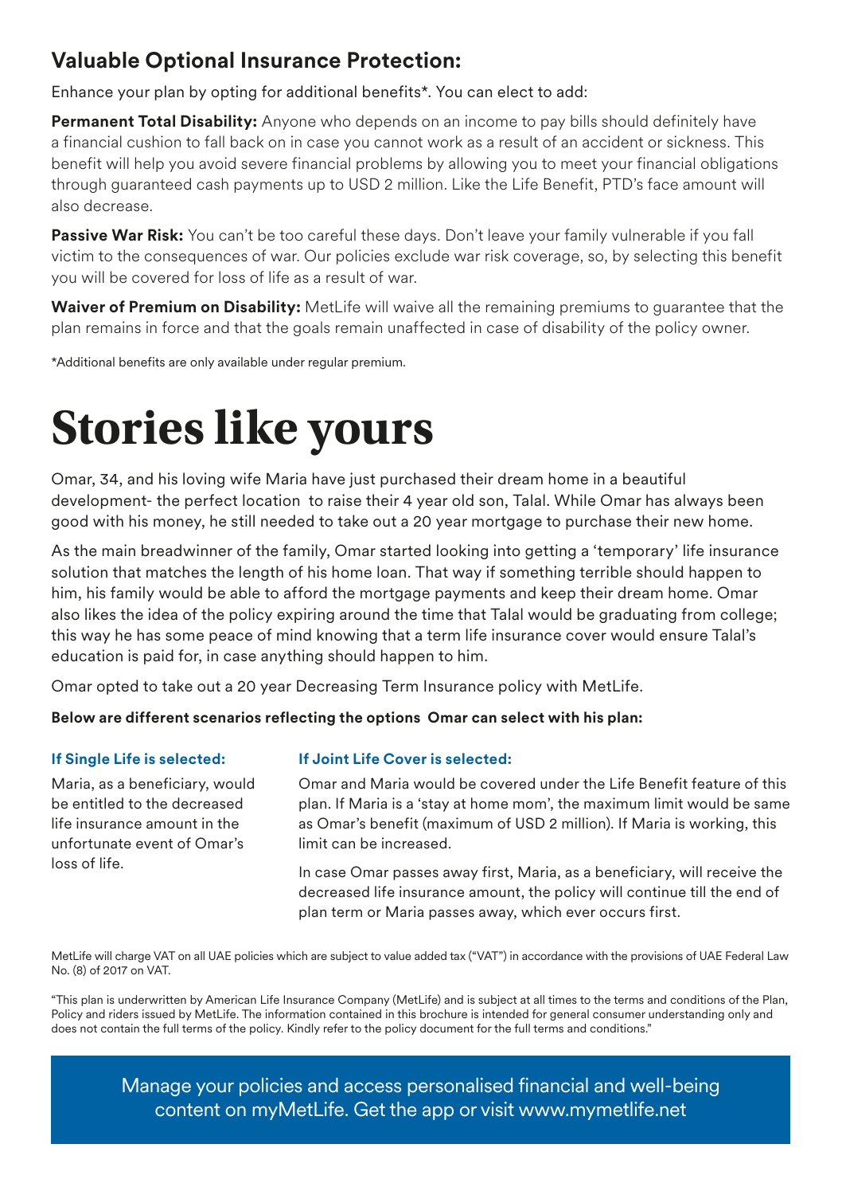## Valuable Optional Insurance Protection:

Enhance your plan by opting for additional benefits*. You can elect to add:

**Permanent Total Disability:** Anyone who depends on an income to pay bills should definitely have a financial cushion to fall back on in case you cannot work as a result of an accident or sickness. This benefit will help you avoid severe financial problems by allowing you to meet your financial obligations through guaranteed cash payments up to USD 2 million. Like the Life Benefit, PTD's face amount will also decrease.

**Passive War Risk:** You can't be too careful these days. Don't leave your family vulnerable if you fall victim to the consequences of war. Our policies exclude war risk coverage, so, by selecting this benefit you will be covered for loss of life as a result of war.

**Waiver of Premium on Disability:** MetLife will waive all the remaining premiums to guarantee that the plan remains in force and that the goals remain unaffected in case of disability of the policy owner.

*Additional benefits are only available under regular premium.

# Stories like yours

Omar, 34, and his loving wife Maria have just purchased their dream home in a beautiful development- the perfect location to raise their 4 year old son, Talal. While Omar has always been good with his money, he still needed to take out a 20 year mortgage to purchase their new home.

As the main breadwinner of the family, Omar started looking into getting a 'temporary' life insurance solution that matches the length of his home loan. That way if something terrible should happen to him, his family would be able to afford the mortgage payments and keep their dream home. Omar also likes the idea of the policy expiring around the time that Talal would be graduating from college; this way he has some peace of mind knowing that a term life insurance cover would ensure Talal's education is paid for, in case anything should happen to him.

Omar opted to take out a 20 year Decreasing Term Insurance policy with MetLife.

**Below are different scenarios reflecting the options Omar can select with his plan:**

**If Single Life is selected:**

Maria, as a beneficiary, would be entitled to the decreased life insurance amount in the unfortunate event of Omar's loss of life.

**If Joint Life Cover is selected:**

Omar and Maria would be covered under the Life Benefit feature of this plan. If Maria is a 'stay at home mom', the maximum limit would be same as Omar's benefit (maximum of USD 2 million). If Maria is working, this limit can be increased.

In case Omar passes away first, Maria, as a beneficiary, will receive the decreased life insurance amount, the policy will continue till the end of plan term or Maria passes away, which ever occurs first.

MetLife will charge VAT on all UAE policies which are subject to value added tax ("VAT") in accordance with the provisions of UAE Federal Law No. (8) of 2017 on VAT.

"This plan is underwritten by American Life Insurance Company (MetLife) and is subject at all times to the terms and conditions of the Plan, Policy and riders issued by MetLife. The information contained in this brochure is intended for general consumer understanding only and does not contain the full terms of the policy. Kindly refer to the policy document for the full terms and conditions."

Manage your policies and access personalised financial and well-being content on myMetLife. Get the app or visit www.mymetlife.net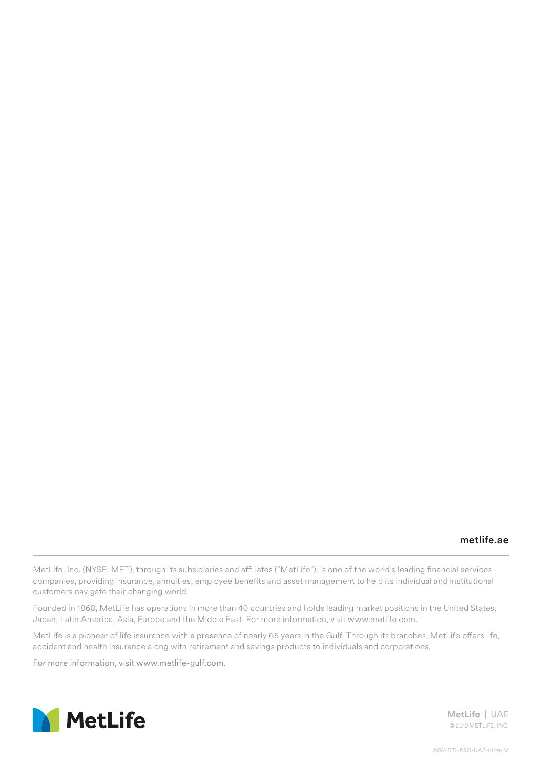metlife.ae

MetLife, Inc. (NYSE: MET), through its subsidiaries and affiliates ("MetLife"), is one of the world's leading financial services companies, providing insurance, annuities, employee benefits and asset management to help its individual and institutional customers navigate their changing world.

Founded in 1868, MetLife has operations in more than 40 countries and holds leading market positions in the United States, Japan, Latin America, Asia, Europe and the Middle East. For more information, visit www.metlife.com.

MetLife is a pioneer of life insurance with a presence of nearly 65 years in the Gulf. Through its branches, MetLife offers life, accident and health insurance along with retirement and savings products to individuals and corporations.

For more information, visit www.metlife-gulf.com.

MetLife

**MetLife** | UAE
© 2019 METLIFE, INC.

AGY-DTI-BRO-UAE-0519-M